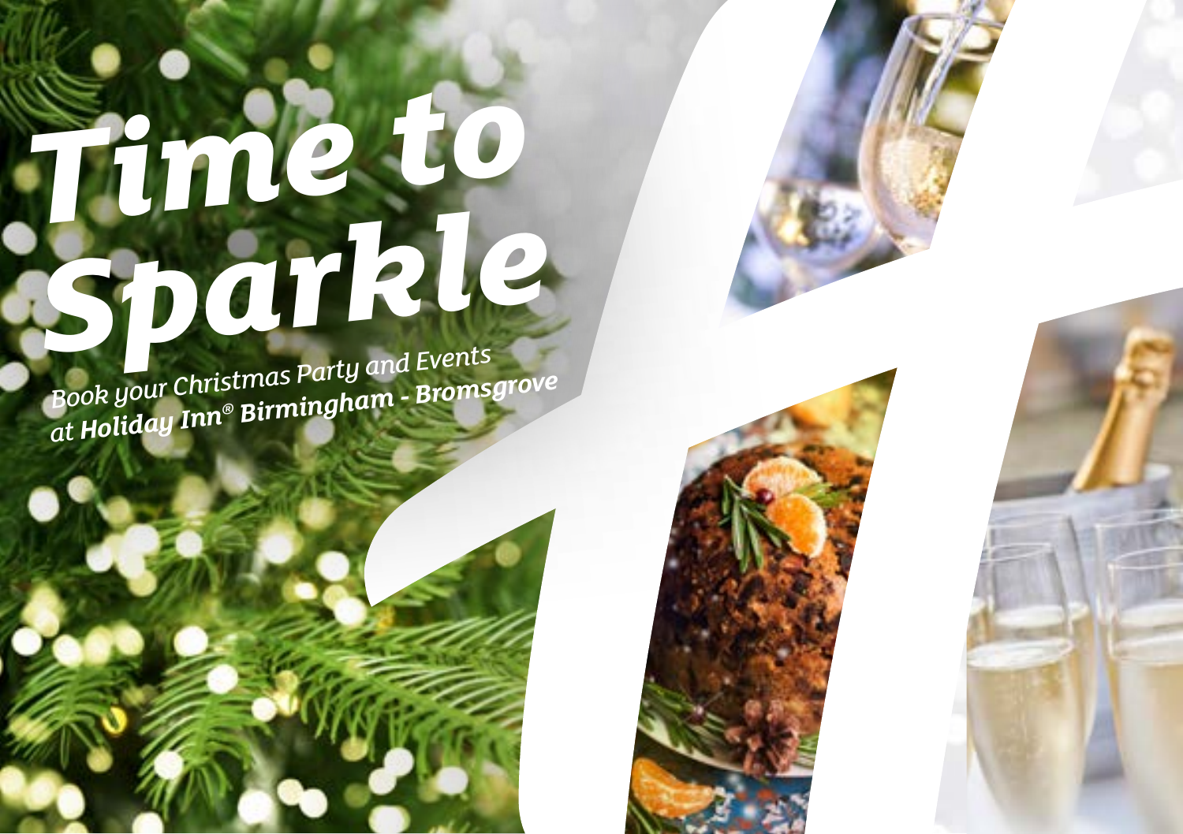# Time to Sparkle

*Book your Christmas Party and Events at **Holiday Inn® Birmingham - Bromsgrove***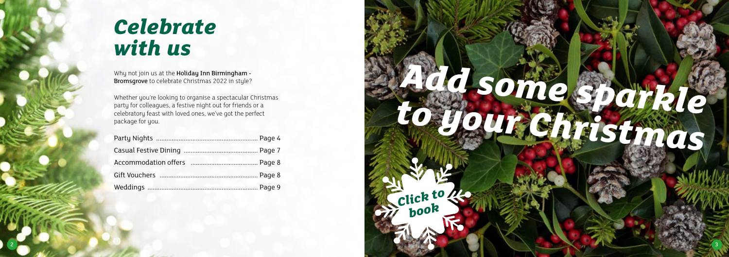# Celebrate with us

Why not join us at the **Holiday Inn Birmingham - Bromsgrove** to celebrate Christmas 2022 in style?

Whether you're looking to organise a spectacular Christmas party for colleagues, a festive night out for friends or a celebratory feast with loved ones, we've got the perfect package for you.

| | |
|---|---|
| Party Nights | Page 4 |
| Casual Festive Dining | Page 7 |
| Accommodation offers | Page 8 |
| Gift Vouchers | Page 8 |
| Weddings | Page 9 |

# Add some sparkle to your Christmas

Click to book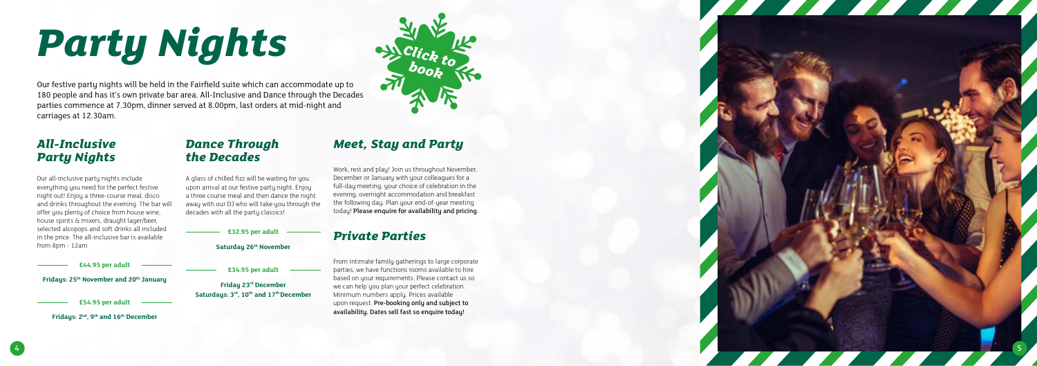# Party Nights

Our festive party nights will be held in the Fairfield suite which can accommodate up to 180 people and has it's own private bar area. All-Inclusive and Dance through the Decades parties commence at 7.30pm, dinner served at 8.00pm, last orders at mid-night and carriages at 12.30am.

Click to book

## All-Inclusive Party Nights

Our all-inclusive party nights include everything you need for the perfect festive night out! Enjoy a three-course meal, disco and drinks throughout the evening. The bar will offer you plenty of choice from house wine, house spirits & mixers, draught lager/beer, selected alcopops and soft drinks all included in the price. The all-inclusive bar is available from 8pm - 12am

**£44.95 per adult**

**Fridays: 25th November and 20th January**

**£54.95 per adult**

**Fridays: 2nd, 9th and 16th December**

## Dance Through the Decades

A glass of chilled fizz will be waiting for you upon arrival at our festive party night. Enjoy a three course meal and then dance the night away with our DJ who will take you through the decades with all the party classics!

**£32.95 per adult**

**Saturday 26th November**

**£34.95 per adult**

**Friday 23rd December**
**Saturdays: 3rd, 10th and 17th December**

## Meet, Stay and Party

Work, rest and play! Join us throughout November, December or January with your colleagues for a full-day meeting, your choice of celebration in the evening, overnight accommodation and breakfast the following day. Plan your end-of-year meeting today! **Please enquire for availability and pricing.**

## Private Parties

From intimate family gatherings to large corporate parties, we have functions rooms available to hire based on your requirements. Please contact us so we can help you plan your perfect celebration. Minimum numbers apply. Prices available upon request. **Pre-booking only and subject to availability. Dates sell fast so enquire today!**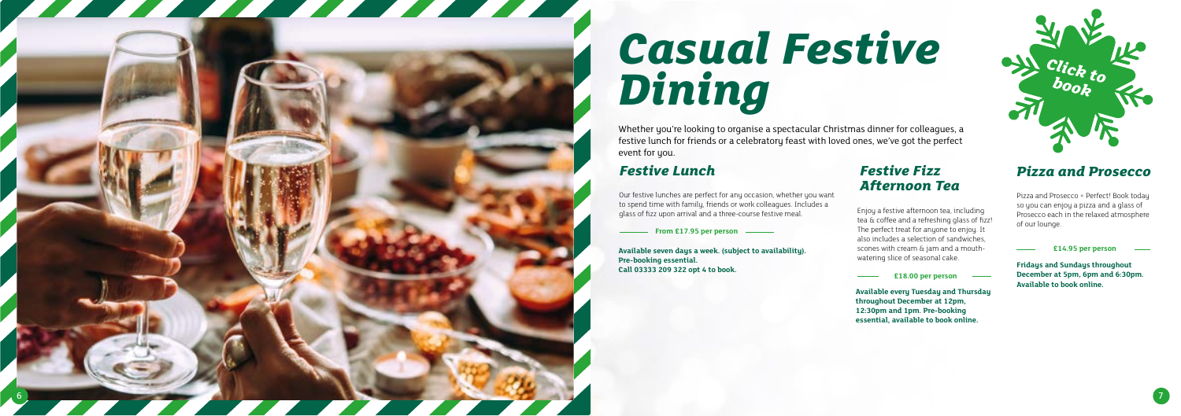# Casual Festive Dining

Whether you're looking to organise a spectacular Christmas dinner for colleagues, a festive lunch for friends or a celebratory feast with loved ones, we've got the perfect event for you.

Click to book

## Festive Lunch

Our festive lunches are perfect for any occasion, whether you want to spend time with family, friends or work colleagues. Includes a glass of fizz upon arrival and a three-course festive meal.

**From £17.95 per person**

**Available seven days a week. (subject to availability). Pre-booking essential. Call 03333 209 322 opt 4 to book.**

## Festive Fizz Afternoon Tea

Enjoy a festive afternoon tea, including tea & coffee and a refreshing glass of fizz! The perfect treat for anyone to enjoy. It also includes a selection of sandwiches, scones with cream & jam and a mouth-watering slice of seasonal cake.

**£18.00 per person**

**Available every Tuesday and Thursday throughout December at 12pm, 12:30pm and 1pm. Pre-booking essential, available to book online.**

## Pizza and Prosecco

Pizza and Prosecco = Perfect! Book today so you can enjoy a pizza and a glass of Prosecco each in the relaxed atmosphere of our lounge.

**£14.95 per person**

**Fridays and Sundays throughout December at 5pm, 6pm and 6:30pm. Available to book online.**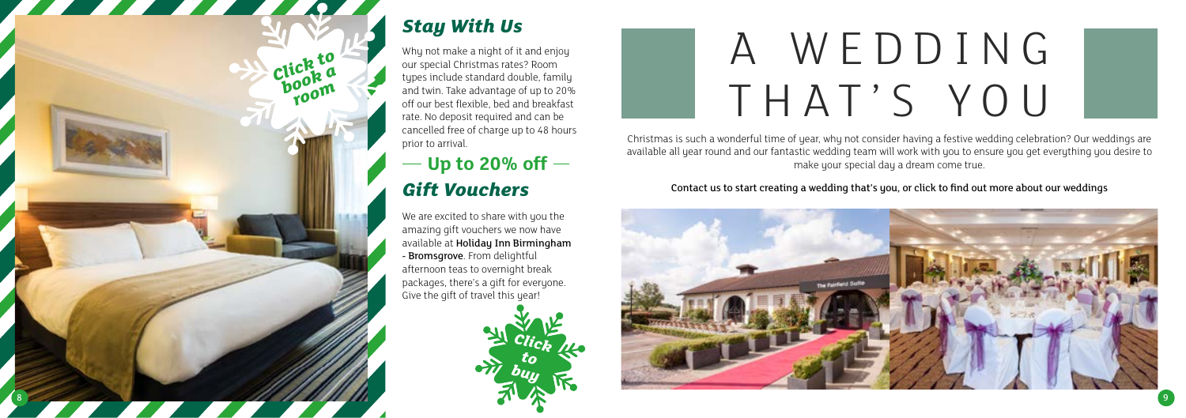## Stay With Us

Why not make a night of it and enjoy our special Christmas rates? Room types include standard double, family and twin. Take advantage of up to 20% off our best flexible, bed and breakfast rate. No deposit required and can be cancelled free of charge up to 48 hours prior to arrival.

**— Up to 20% off —**

Click to book a room

## Gift Vouchers

We are excited to share with you the amazing gift vouchers we now have available at **Holiday Inn Birmingham - Bromsgrove**. From delightful afternoon teas to overnight break packages, there's a gift for everyone. Give the gift of travel this year!

Click to buy

# A WEDDING THAT'S YOU

Christmas is such a wonderful time of year, why not consider having a festive wedding celebration? Our weddings are available all year round and our fantastic wedding team will work with you to ensure you get everything you desire to make your special day a dream come true.

Contact us to start creating a wedding that's you, or click to find out more about our weddings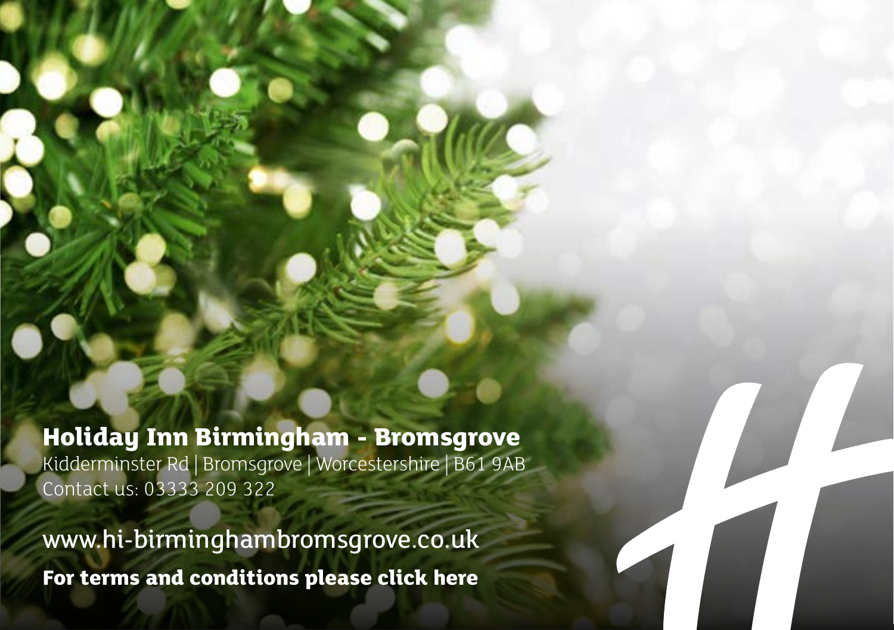**Holiday Inn Birmingham - Bromsgrove**

Kidderminster Rd | Bromsgrove | Worcestershire | B61 9AB

Contact us: 03333 209 322

www.hi-birminghambromsgrove.co.uk

**For terms and conditions please click here**